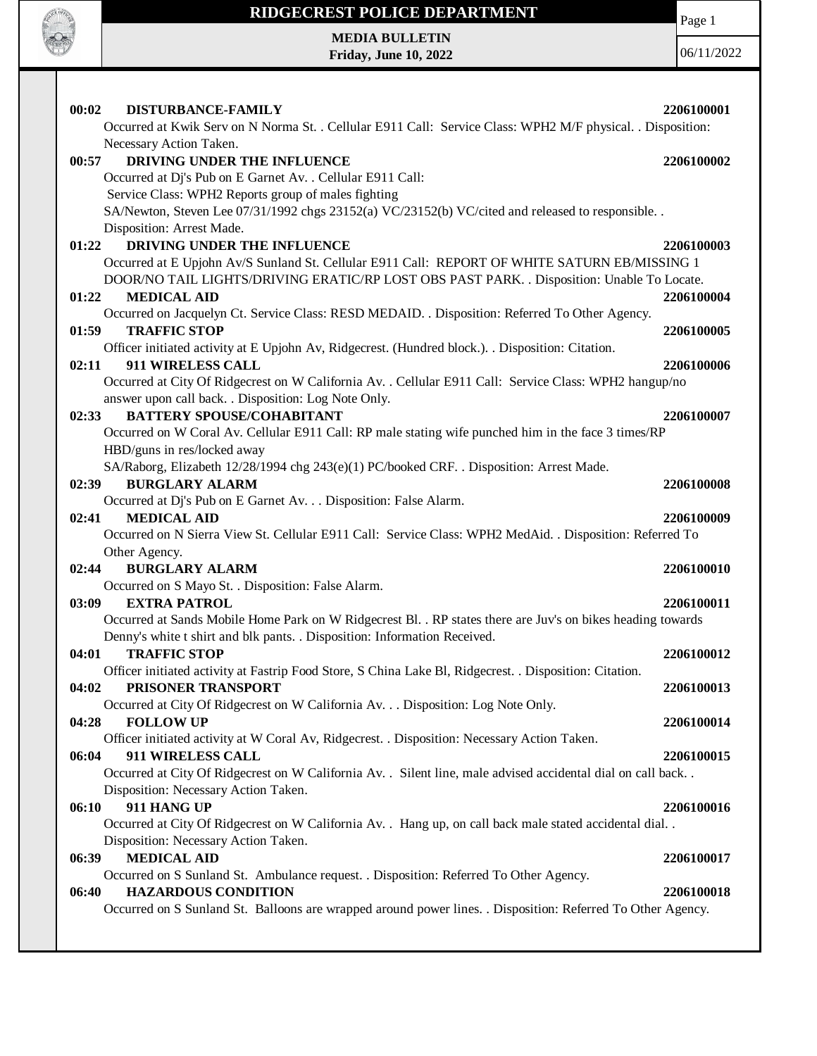# RIDGECREST POLICE DEPARTMENT

**MEDIA BULLETIN**
**Friday, June 10, 2022**

06/11/2022

**00:02 DISTURBANCE-FAMILY** **2206100001**
Occurred at Kwik Serv on N Norma St. . Cellular E911 Call: Service Class: WPH2 M/F physical. . Disposition: Necessary Action Taken.

**00:57 DRIVING UNDER THE INFLUENCE** **2206100002**
Occurred at Dj's Pub on E Garnet Av. . Cellular E911 Call:
Service Class: WPH2 Reports group of males fighting
SA/Newton, Steven Lee 07/31/1992 chgs 23152(a) VC/23152(b) VC/cited and released to responsible. . Disposition: Arrest Made.

**01:22 DRIVING UNDER THE INFLUENCE** **2206100003**
Occurred at E Upjohn Av/S Sunland St. Cellular E911 Call: REPORT OF WHITE SATURN EB/MISSING 1 DOOR/NO TAIL LIGHTS/DRIVING ERATIC/RP LOST OBS PAST PARK. . Disposition: Unable To Locate.

**01:22 MEDICAL AID** **2206100004**
Occurred on Jacquelyn Ct. Service Class: RESD MEDAID. . Disposition: Referred To Other Agency.

**01:59 TRAFFIC STOP** **2206100005**
Officer initiated activity at E Upjohn Av, Ridgecrest. (Hundred block.). . Disposition: Citation.

**02:11 911 WIRELESS CALL** **2206100006**
Occurred at City Of Ridgecrest on W California Av. . Cellular E911 Call: Service Class: WPH2 hangup/no answer upon call back. . Disposition: Log Note Only.

**02:33 BATTERY SPOUSE/COHABITANT** **2206100007**
Occurred on W Coral Av. Cellular E911 Call: RP male stating wife punched him in the face 3 times/RP HBD/guns in res/locked away
SA/Raborg, Elizabeth 12/28/1994 chg 243(e)(1) PC/booked CRF. . Disposition: Arrest Made.

**02:39 BURGLARY ALARM** **2206100008**
Occurred at Dj's Pub on E Garnet Av. . . Disposition: False Alarm.

**02:41 MEDICAL AID** **2206100009**
Occurred on N Sierra View St. Cellular E911 Call: Service Class: WPH2 MedAid. . Disposition: Referred To Other Agency.

**02:44 BURGLARY ALARM** **2206100010**
Occurred on S Mayo St. . Disposition: False Alarm.

**03:09 EXTRA PATROL** **2206100011**
Occurred at Sands Mobile Home Park on W Ridgecrest Bl. . RP states there are Juv's on bikes heading towards Denny's white t shirt and blk pants. . Disposition: Information Received.

**04:01 TRAFFIC STOP** **2206100012**
Officer initiated activity at Fastrip Food Store, S China Lake Bl, Ridgecrest. . Disposition: Citation.

**04:02 PRISONER TRANSPORT** **2206100013**
Occurred at City Of Ridgecrest on W California Av. . . Disposition: Log Note Only.

**04:28 FOLLOW UP** **2206100014**
Officer initiated activity at W Coral Av, Ridgecrest. . Disposition: Necessary Action Taken.

**06:04 911 WIRELESS CALL** **2206100015**
Occurred at City Of Ridgecrest on W California Av. . Silent line, male advised accidental dial on call back. . Disposition: Necessary Action Taken.

**06:10 911 HANG UP** **2206100016**
Occurred at City Of Ridgecrest on W California Av. . Hang up, on call back male stated accidental dial. . Disposition: Necessary Action Taken.

**06:39 MEDICAL AID** **2206100017**
Occurred on S Sunland St. Ambulance request. . Disposition: Referred To Other Agency.

**06:40 HAZARDOUS CONDITION** **2206100018**
Occurred on S Sunland St. Balloons are wrapped around power lines. . Disposition: Referred To Other Agency.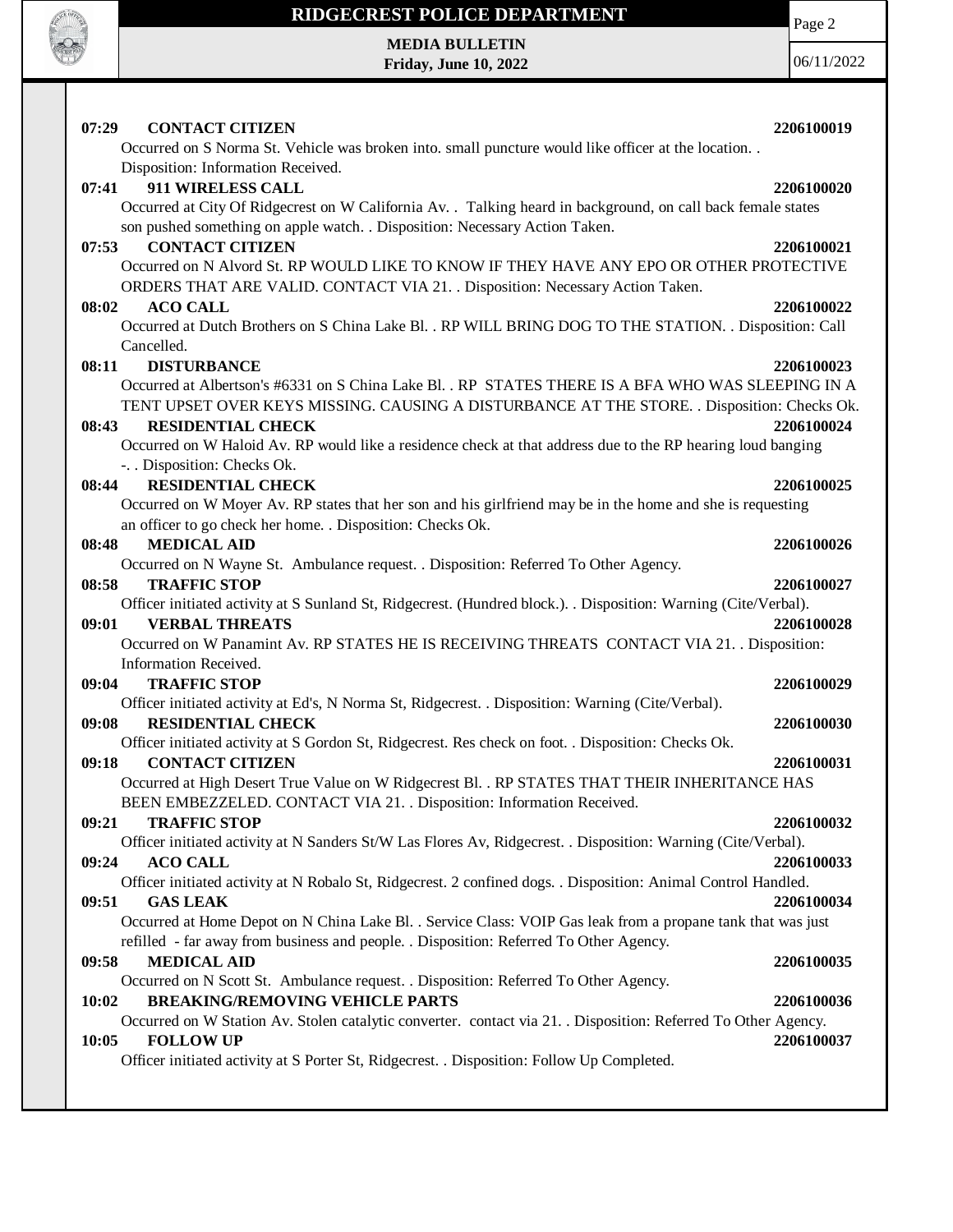**07:29 CONTACT CITIZEN 2206100019**

Occurred on S Norma St. Vehicle was broken into. small puncture would like officer at the location. . Disposition: Information Received.

**07:41 911 WIRELESS CALL 2206100020**

Occurred at City Of Ridgecrest on W California Av. . Talking heard in background, on call back female states son pushed something on apple watch. . Disposition: Necessary Action Taken.

**07:53 CONTACT CITIZEN 2206100021**

Occurred on N Alvord St. RP WOULD LIKE TO KNOW IF THEY HAVE ANY EPO OR OTHER PROTECTIVE ORDERS THAT ARE VALID. CONTACT VIA 21. . Disposition: Necessary Action Taken.

**08:02 ACO CALL 2206100022**

Occurred at Dutch Brothers on S China Lake Bl. . RP WILL BRING DOG TO THE STATION. . Disposition: Call Cancelled.

**08:11 DISTURBANCE 2206100023**

Occurred at Albertson's #6331 on S China Lake Bl. . RP STATES THERE IS A BFA WHO WAS SLEEPING IN A TENT UPSET OVER KEYS MISSING. CAUSING A DISTURBANCE AT THE STORE. . Disposition: Checks Ok.

**08:43 RESIDENTIAL CHECK 2206100024**

Occurred on W Haloid Av. RP would like a residence check at that address due to the RP hearing loud banging -. . Disposition: Checks Ok.

**08:44 RESIDENTIAL CHECK 2206100025**

Occurred on W Moyer Av. RP states that her son and his girlfriend may be in the home and she is requesting an officer to go check her home. . Disposition: Checks Ok.

**08:48 MEDICAL AID 2206100026**

Occurred on N Wayne St. Ambulance request. . Disposition: Referred To Other Agency.

**08:58 TRAFFIC STOP 2206100027**

Officer initiated activity at S Sunland St, Ridgecrest. (Hundred block.). . Disposition: Warning (Cite/Verbal).

**09:01 VERBAL THREATS 2206100028**

Occurred on W Panamint Av. RP STATES HE IS RECEIVING THREATS CONTACT VIA 21. . Disposition: Information Received.

**09:04 TRAFFIC STOP 2206100029**

Officer initiated activity at Ed's, N Norma St, Ridgecrest. . Disposition: Warning (Cite/Verbal).

**09:08 RESIDENTIAL CHECK 2206100030**

Officer initiated activity at S Gordon St, Ridgecrest. Res check on foot. . Disposition: Checks Ok.

**09:18 CONTACT CITIZEN 2206100031**

Occurred at High Desert True Value on W Ridgecrest Bl. . RP STATES THAT THEIR INHERITANCE HAS BEEN EMBEZZELED. CONTACT VIA 21. . Disposition: Information Received.

**09:21 TRAFFIC STOP 2206100032**

Officer initiated activity at N Sanders St/W Las Flores Av, Ridgecrest. . Disposition: Warning (Cite/Verbal).

**09:24 ACO CALL 2206100033**

Officer initiated activity at N Robalo St, Ridgecrest. 2 confined dogs. . Disposition: Animal Control Handled.

**09:51 GAS LEAK 2206100034**

Occurred at Home Depot on N China Lake Bl. . Service Class: VOIP Gas leak from a propane tank that was just refilled - far away from business and people. . Disposition: Referred To Other Agency.

**09:58 MEDICAL AID 2206100035**

Occurred on N Scott St. Ambulance request. . Disposition: Referred To Other Agency.

**10:02 BREAKING/REMOVING VEHICLE PARTS 2206100036**

Occurred on W Station Av. Stolen catalytic converter. contact via 21. . Disposition: Referred To Other Agency.

**10:05 FOLLOW UP 2206100037**

Officer initiated activity at S Porter St, Ridgecrest. . Disposition: Follow Up Completed.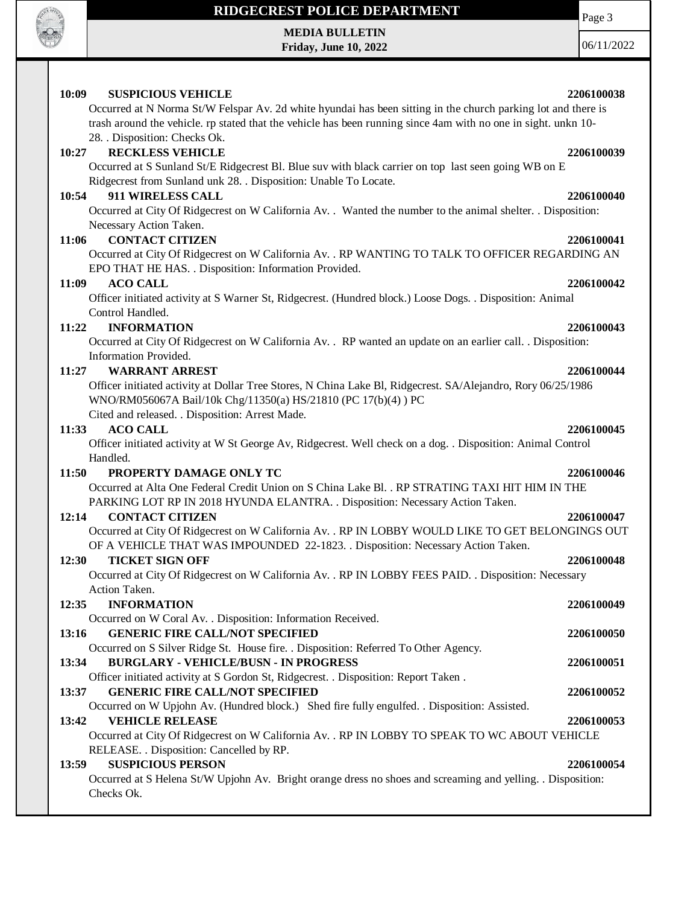**10:09 SUSPICIOUS VEHICLE** **2206100038**

Occurred at N Norma St/W Felspar Av. 2d white hyundai has been sitting in the church parking lot and there is trash around the vehicle. rp stated that the vehicle has been running since 4am with no one in sight. unkn 10-28. . Disposition: Checks Ok.

**10:27 RECKLESS VEHICLE** **2206100039**

Occurred at S Sunland St/E Ridgecrest Bl. Blue suv with black carrier on top last seen going WB on E Ridgecrest from Sunland unk 28. . Disposition: Unable To Locate.

**10:54 911 WIRELESS CALL** **2206100040**

Occurred at City Of Ridgecrest on W California Av. . Wanted the number to the animal shelter. . Disposition: Necessary Action Taken.

**11:06 CONTACT CITIZEN** **2206100041**

Occurred at City Of Ridgecrest on W California Av. . RP WANTING TO TALK TO OFFICER REGARDING AN EPO THAT HE HAS. . Disposition: Information Provided.

**11:09 ACO CALL** **2206100042**

Officer initiated activity at S Warner St, Ridgecrest. (Hundred block.) Loose Dogs. . Disposition: Animal Control Handled.

**11:22 INFORMATION** **2206100043**

Occurred at City Of Ridgecrest on W California Av. . RP wanted an update on an earlier call. . Disposition: Information Provided.

**11:27 WARRANT ARREST** **2206100044**

Officer initiated activity at Dollar Tree Stores, N China Lake Bl, Ridgecrest. SA/Alejandro, Rory 06/25/1986 WNO/RM056067A Bail/10k Chg/11350(a) HS/21810 (PC 17(b)(4) ) PC
Cited and released. . Disposition: Arrest Made.

**11:33 ACO CALL** **2206100045**

Officer initiated activity at W St George Av, Ridgecrest. Well check on a dog. . Disposition: Animal Control Handled.

**11:50 PROPERTY DAMAGE ONLY TC** **2206100046**

Occurred at Alta One Federal Credit Union on S China Lake Bl. . RP STRATING TAXI HIT HIM IN THE PARKING LOT RP IN 2018 HYUNDA ELANTRA. . Disposition: Necessary Action Taken.

**12:14 CONTACT CITIZEN** **2206100047**

Occurred at City Of Ridgecrest on W California Av. . RP IN LOBBY WOULD LIKE TO GET BELONGINGS OUT OF A VEHICLE THAT WAS IMPOUNDED 22-1823. . Disposition: Necessary Action Taken.

**12:30 TICKET SIGN OFF** **2206100048**

Occurred at City Of Ridgecrest on W California Av. . RP IN LOBBY FEES PAID. . Disposition: Necessary Action Taken.

**12:35 INFORMATION** **2206100049**

Occurred on W Coral Av. . Disposition: Information Received.

**13:16 GENERIC FIRE CALL/NOT SPECIFIED** **2206100050**

Occurred on S Silver Ridge St. House fire. . Disposition: Referred To Other Agency.

**13:34 BURGLARY - VEHICLE/BUSN - IN PROGRESS** **2206100051**

Officer initiated activity at S Gordon St, Ridgecrest. . Disposition: Report Taken .

**13:37 GENERIC FIRE CALL/NOT SPECIFIED** **2206100052**

Occurred on W Upjohn Av. (Hundred block.) Shed fire fully engulfed. . Disposition: Assisted.

**13:42 VEHICLE RELEASE** **2206100053**

Occurred at City Of Ridgecrest on W California Av. . RP IN LOBBY TO SPEAK TO WC ABOUT VEHICLE RELEASE. . Disposition: Cancelled by RP.

**13:59 SUSPICIOUS PERSON** **2206100054**

Occurred at S Helena St/W Upjohn Av. Bright orange dress no shoes and screaming and yelling. . Disposition: Checks Ok.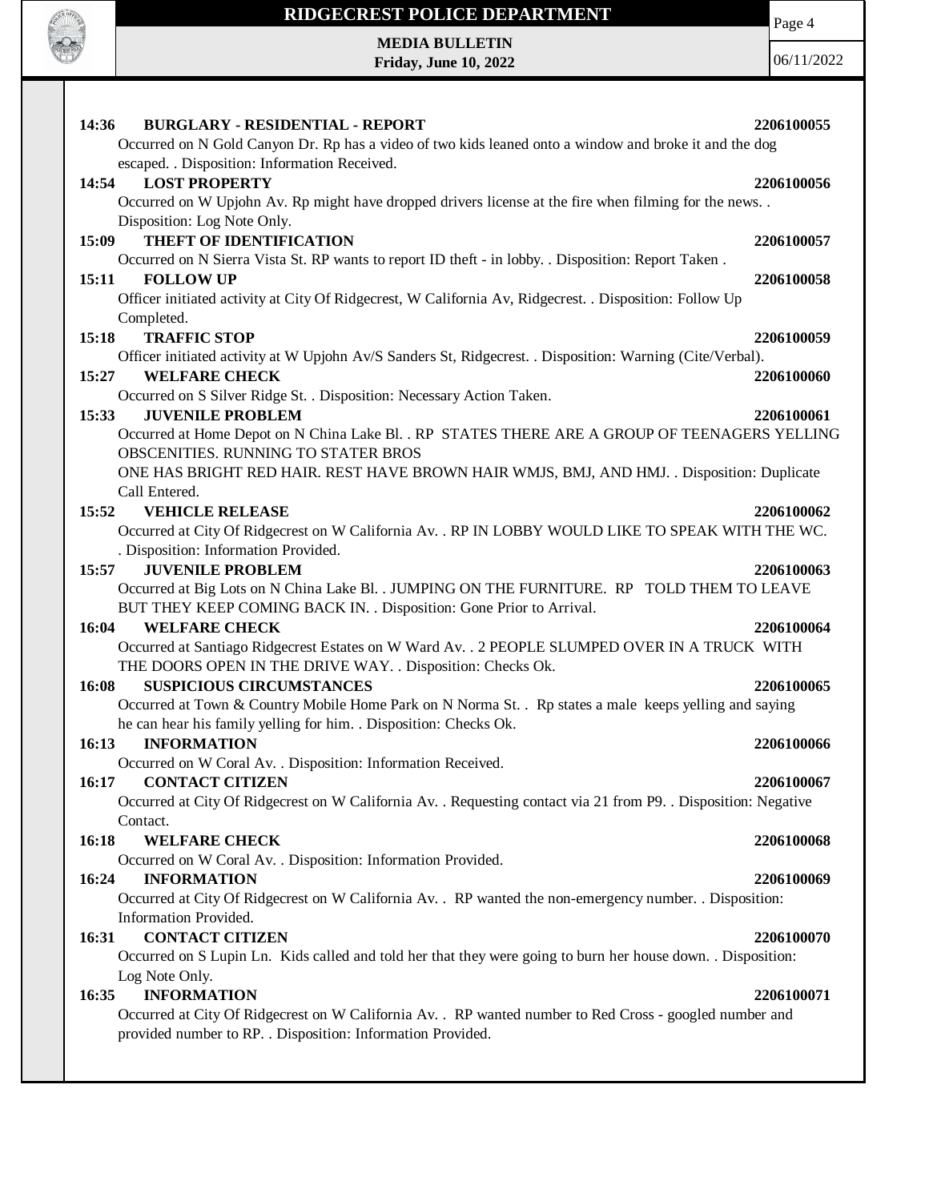**14:36 BURGLARY - RESIDENTIAL - REPORT 2206100055**

Occurred on N Gold Canyon Dr. Rp has a video of two kids leaned onto a window and broke it and the dog escaped. . Disposition: Information Received.

**14:54 LOST PROPERTY 2206100056**

Occurred on W Upjohn Av. Rp might have dropped drivers license at the fire when filming for the news. . Disposition: Log Note Only.

**15:09 THEFT OF IDENTIFICATION 2206100057**

Occurred on N Sierra Vista St. RP wants to report ID theft - in lobby. . Disposition: Report Taken .

**15:11 FOLLOW UP 2206100058**

Officer initiated activity at City Of Ridgecrest, W California Av, Ridgecrest. . Disposition: Follow Up Completed.

**15:18 TRAFFIC STOP 2206100059**

Officer initiated activity at W Upjohn Av/S Sanders St, Ridgecrest. . Disposition: Warning (Cite/Verbal).

**15:27 WELFARE CHECK 2206100060**

Occurred on S Silver Ridge St. . Disposition: Necessary Action Taken.

**15:33 JUVENILE PROBLEM 2206100061**

Occurred at Home Depot on N China Lake Bl. . RP STATES THERE ARE A GROUP OF TEENAGERS YELLING OBSCENITIES. RUNNING TO STATER BROS
ONE HAS BRIGHT RED HAIR. REST HAVE BROWN HAIR WMJS, BMJ, AND HMJ. . Disposition: Duplicate Call Entered.

**15:52 VEHICLE RELEASE 2206100062**

Occurred at City Of Ridgecrest on W California Av. . RP IN LOBBY WOULD LIKE TO SPEAK WITH THE WC. . Disposition: Information Provided.

**15:57 JUVENILE PROBLEM 2206100063**

Occurred at Big Lots on N China Lake Bl. . JUMPING ON THE FURNITURE. RP TOLD THEM TO LEAVE BUT THEY KEEP COMING BACK IN. . Disposition: Gone Prior to Arrival.

**16:04 WELFARE CHECK 2206100064**

Occurred at Santiago Ridgecrest Estates on W Ward Av. . 2 PEOPLE SLUMPED OVER IN A TRUCK WITH THE DOORS OPEN IN THE DRIVE WAY. . Disposition: Checks Ok.

**16:08 SUSPICIOUS CIRCUMSTANCES 2206100065**

Occurred at Town & Country Mobile Home Park on N Norma St. . Rp states a male keeps yelling and saying he can hear his family yelling for him. . Disposition: Checks Ok.

**16:13 INFORMATION 2206100066**

Occurred on W Coral Av. . Disposition: Information Received.

**16:17 CONTACT CITIZEN 2206100067**

Occurred at City Of Ridgecrest on W California Av. . Requesting contact via 21 from P9. . Disposition: Negative Contact.

**16:18 WELFARE CHECK 2206100068**

Occurred on W Coral Av. . Disposition: Information Provided.

**16:24 INFORMATION 2206100069**

Occurred at City Of Ridgecrest on W California Av. . RP wanted the non-emergency number. . Disposition: Information Provided.

**16:31 CONTACT CITIZEN 2206100070**

Occurred on S Lupin Ln. Kids called and told her that they were going to burn her house down. . Disposition: Log Note Only.

**16:35 INFORMATION 2206100071**

Occurred at City Of Ridgecrest on W California Av. . RP wanted number to Red Cross - googled number and provided number to RP. . Disposition: Information Provided.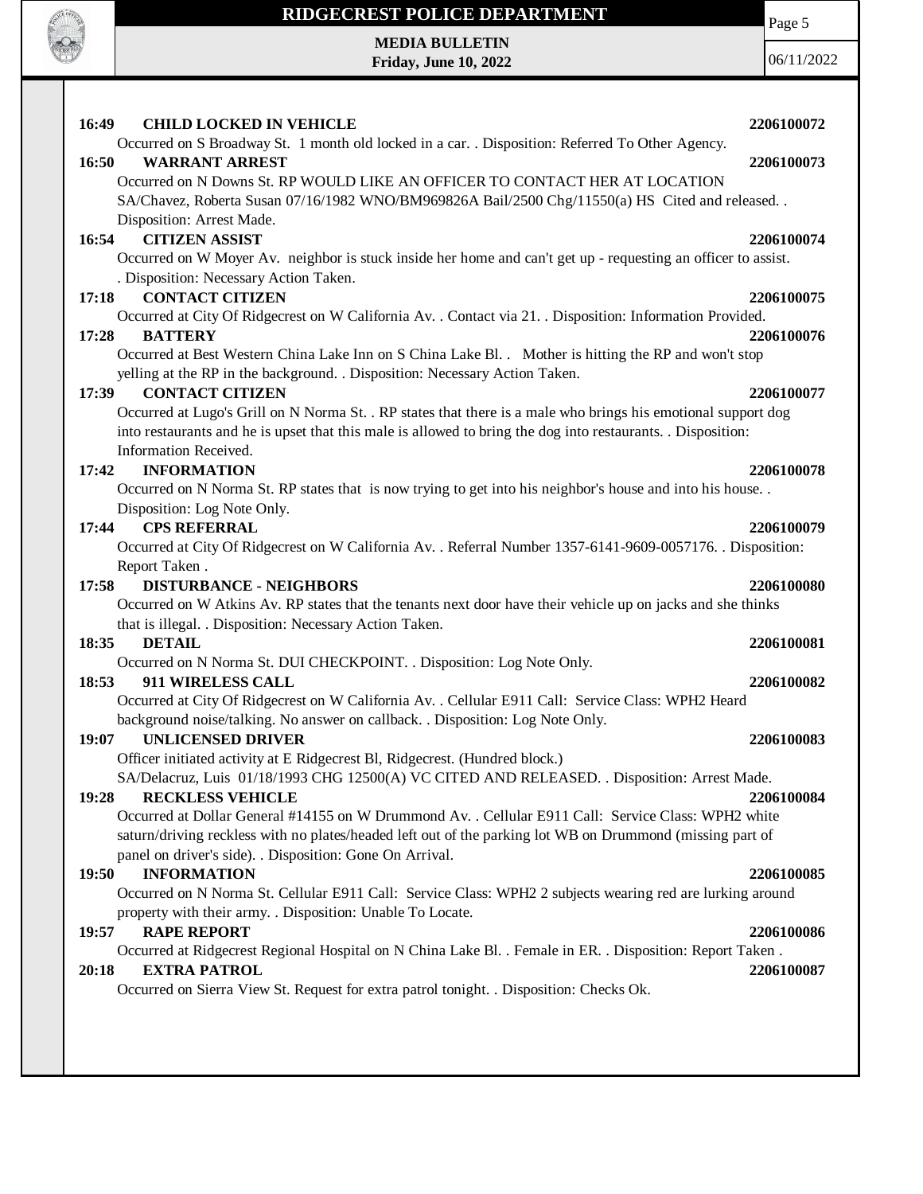**16:49 CHILD LOCKED IN VEHICLE** **2206100072**

Occurred on S Broadway St. 1 month old locked in a car. . Disposition: Referred To Other Agency.

**16:50 WARRANT ARREST** **2206100073**

Occurred on N Downs St. RP WOULD LIKE AN OFFICER TO CONTACT HER AT LOCATION SA/Chavez, Roberta Susan 07/16/1982 WNO/BM969826A Bail/2500 Chg/11550(a) HS Cited and released. . Disposition: Arrest Made.

**16:54 CITIZEN ASSIST** **2206100074**

Occurred on W Moyer Av. neighbor is stuck inside her home and can't get up - requesting an officer to assist. . Disposition: Necessary Action Taken.

**17:18 CONTACT CITIZEN** **2206100075**

Occurred at City Of Ridgecrest on W California Av. . Contact via 21. . Disposition: Information Provided.

**17:28 BATTERY** **2206100076**

Occurred at Best Western China Lake Inn on S China Lake Bl. . Mother is hitting the RP and won't stop yelling at the RP in the background. . Disposition: Necessary Action Taken.

**17:39 CONTACT CITIZEN** **2206100077**

Occurred at Lugo's Grill on N Norma St. . RP states that there is a male who brings his emotional support dog into restaurants and he is upset that this male is allowed to bring the dog into restaurants. . Disposition: Information Received.

**17:42 INFORMATION** **2206100078**

Occurred on N Norma St. RP states that is now trying to get into his neighbor's house and into his house. . Disposition: Log Note Only.

**17:44 CPS REFERRAL** **2206100079**

Occurred at City Of Ridgecrest on W California Av. . Referral Number 1357-6141-9609-0057176. . Disposition: Report Taken .

**17:58 DISTURBANCE - NEIGHBORS** **2206100080**

Occurred on W Atkins Av. RP states that the tenants next door have their vehicle up on jacks and she thinks that is illegal. . Disposition: Necessary Action Taken.

**18:35 DETAIL** **2206100081**

Occurred on N Norma St. DUI CHECKPOINT. . Disposition: Log Note Only.

**18:53 911 WIRELESS CALL** **2206100082**

Occurred at City Of Ridgecrest on W California Av. . Cellular E911 Call: Service Class: WPH2 Heard background noise/talking. No answer on callback. . Disposition: Log Note Only.

**19:07 UNLICENSED DRIVER** **2206100083**

Officer initiated activity at E Ridgecrest Bl, Ridgecrest. (Hundred block.)
SA/Delacruz, Luis 01/18/1993 CHG 12500(A) VC CITED AND RELEASED. . Disposition: Arrest Made.

**19:28 RECKLESS VEHICLE** **2206100084**

Occurred at Dollar General #14155 on W Drummond Av. . Cellular E911 Call: Service Class: WPH2 white saturn/driving reckless with no plates/headed left out of the parking lot WB on Drummond (missing part of panel on driver's side). . Disposition: Gone On Arrival.

**19:50 INFORMATION** **2206100085**

Occurred on N Norma St. Cellular E911 Call: Service Class: WPH2 2 subjects wearing red are lurking around property with their army. . Disposition: Unable To Locate.

**19:57 RAPE REPORT** **2206100086**

Occurred at Ridgecrest Regional Hospital on N China Lake Bl. . Female in ER. . Disposition: Report Taken .

**20:18 EXTRA PATROL** **2206100087**

Occurred on Sierra View St. Request for extra patrol tonight. . Disposition: Checks Ok.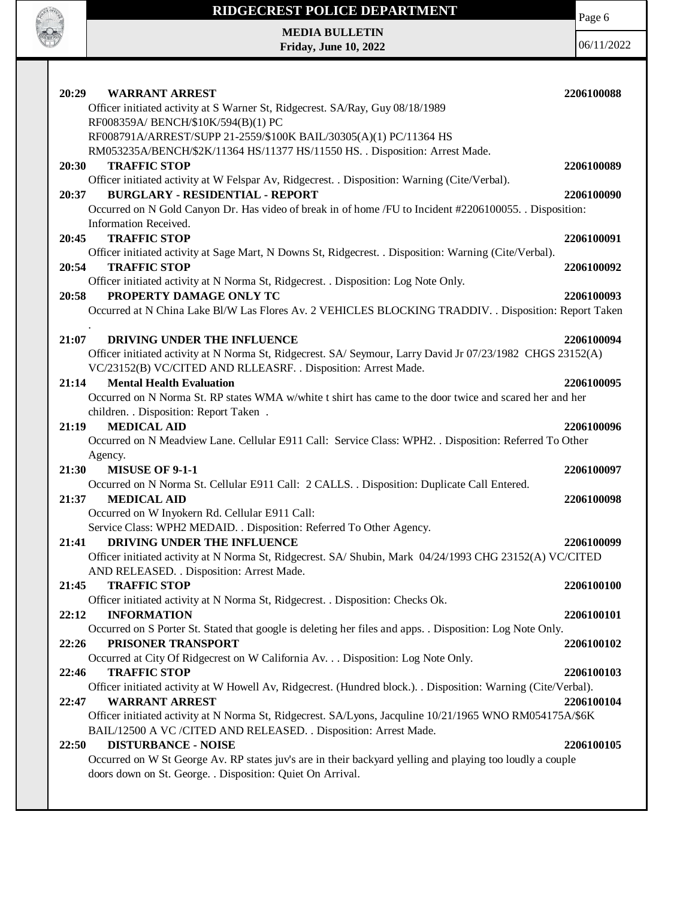**20:29 WARRANT ARREST** **2206100088**

Officer initiated activity at S Warner St, Ridgecrest. SA/Ray, Guy 08/18/1989 RF008359A/ BENCH/$10K/594(B)(1) PC RF008791A/ARREST/SUPP 21-2559/$100K BAIL/30305(A)(1) PC/11364 HS RM053235A/BENCH/$2K/11364 HS/11377 HS/11550 HS. . Disposition: Arrest Made.

**20:30 TRAFFIC STOP** **2206100089**

Officer initiated activity at W Felspar Av, Ridgecrest. . Disposition: Warning (Cite/Verbal).

**20:37 BURGLARY - RESIDENTIAL - REPORT** **2206100090**

Occurred on N Gold Canyon Dr. Has video of break in of home /FU to Incident #2206100055. . Disposition: Information Received.

**20:45 TRAFFIC STOP** **2206100091**

Officer initiated activity at Sage Mart, N Downs St, Ridgecrest. . Disposition: Warning (Cite/Verbal).

**20:54 TRAFFIC STOP** **2206100092**

Officer initiated activity at N Norma St, Ridgecrest. . Disposition: Log Note Only.

**20:58 PROPERTY DAMAGE ONLY TC** **2206100093**

Occurred at N China Lake Bl/W Las Flores Av. 2 VEHICLES BLOCKING TRADDIV. . Disposition: Report Taken .

**21:07 DRIVING UNDER THE INFLUENCE** **2206100094**

Officer initiated activity at N Norma St, Ridgecrest. SA/ Seymour, Larry David Jr 07/23/1982 CHGS 23152(A) VC/23152(B) VC/CITED AND RLLEASRF. . Disposition: Arrest Made.

**21:14 Mental Health Evaluation** **2206100095**

Occurred on N Norma St. RP states WMA w/white t shirt has came to the door twice and scared her and her children. . Disposition: Report Taken .

**21:19 MEDICAL AID** **2206100096**

Occurred on N Meadview Lane. Cellular E911 Call: Service Class: WPH2. . Disposition: Referred To Other Agency.

**21:30 MISUSE OF 9-1-1** **2206100097**

Occurred on N Norma St. Cellular E911 Call: 2 CALLS. . Disposition: Duplicate Call Entered.

**21:37 MEDICAL AID** **2206100098**

Occurred on W Inyokern Rd. Cellular E911 Call: Service Class: WPH2 MEDAID. . Disposition: Referred To Other Agency.

**21:41 DRIVING UNDER THE INFLUENCE** **2206100099**

Officer initiated activity at N Norma St, Ridgecrest. SA/ Shubin, Mark 04/24/1993 CHG 23152(A) VC/CITED AND RELEASED. . Disposition: Arrest Made.

**21:45 TRAFFIC STOP** **2206100100**

Officer initiated activity at N Norma St, Ridgecrest. . Disposition: Checks Ok.

**22:12 INFORMATION** **2206100101**

Occurred on S Porter St. Stated that google is deleting her files and apps. . Disposition: Log Note Only.

**22:26 PRISONER TRANSPORT** **2206100102**

Occurred at City Of Ridgecrest on W California Av. . . Disposition: Log Note Only.

**22:46 TRAFFIC STOP** **2206100103**

Officer initiated activity at W Howell Av, Ridgecrest. (Hundred block.). . Disposition: Warning (Cite/Verbal).

**22:47 WARRANT ARREST** **2206100104**

Officer initiated activity at N Norma St, Ridgecrest. SA/Lyons, Jacquline 10/21/1965 WNO RM054175A/$6K BAIL/12500 A VC /CITED AND RELEASED. . Disposition: Arrest Made.

**22:50 DISTURBANCE - NOISE** **2206100105**

Occurred on W St George Av. RP states juv's are in their backyard yelling and playing too loudly a couple doors down on St. George. . Disposition: Quiet On Arrival.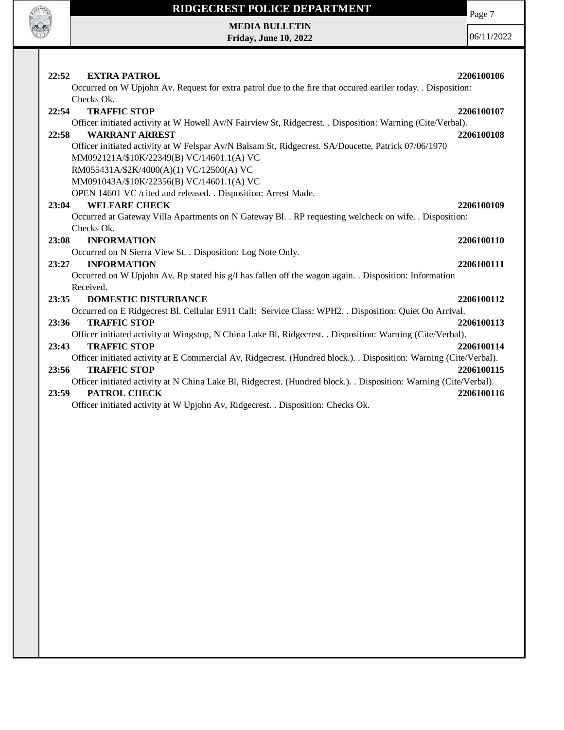**22:52 EXTRA PATROL 2206100106**

Occurred on W Upjohn Av. Request for extra patrol due to the fire that occured eariler today. . Disposition: Checks Ok.

**22:54 TRAFFIC STOP 2206100107**

Officer initiated activity at W Howell Av/N Fairview St, Ridgecrest. . Disposition: Warning (Cite/Verbal).

**22:58 WARRANT ARREST 2206100108**

Officer initiated activity at W Felspar Av/N Balsam St, Ridgecrest. SA/Doucette, Patrick 07/06/1970
MM092121A/$10K/22349(B) VC/14601.1(A) VC
RM055431A/$2K/4000(A)(1) VC/12500(A) VC
MM091043A/$10K/22356(B) VC/14601.1(A) VC
OPEN 14601 VC /cited and released. . Disposition: Arrest Made.

**23:04 WELFARE CHECK 2206100109**

Occurred at Gateway Villa Apartments on N Gateway Bl. . RP requesting welcheck on wife. . Disposition: Checks Ok.

**23:08 INFORMATION 2206100110**

Occurred on N Sierra View St. . Disposition: Log Note Only.

**23:27 INFORMATION 2206100111**

Occurred on W Upjohn Av. Rp stated his g/f has fallen off the wagon again. . Disposition: Information Received.

**23:35 DOMESTIC DISTURBANCE 2206100112**

Occurred on E Ridgecrest Bl. Cellular E911 Call: Service Class: WPH2. . Disposition: Quiet On Arrival.

**23:36 TRAFFIC STOP 2206100113**

Officer initiated activity at Wingstop, N China Lake Bl, Ridgecrest. . Disposition: Warning (Cite/Verbal).

**23:43 TRAFFIC STOP 2206100114**

Officer initiated activity at E Commercial Av, Ridgecrest. (Hundred block.). . Disposition: Warning (Cite/Verbal).

**23:56 TRAFFIC STOP 2206100115**

Officer initiated activity at N China Lake Bl, Ridgecrest. (Hundred block.). . Disposition: Warning (Cite/Verbal).

**23:59 PATROL CHECK 2206100116**

Officer initiated activity at W Upjohn Av, Ridgecrest. . Disposition: Checks Ok.